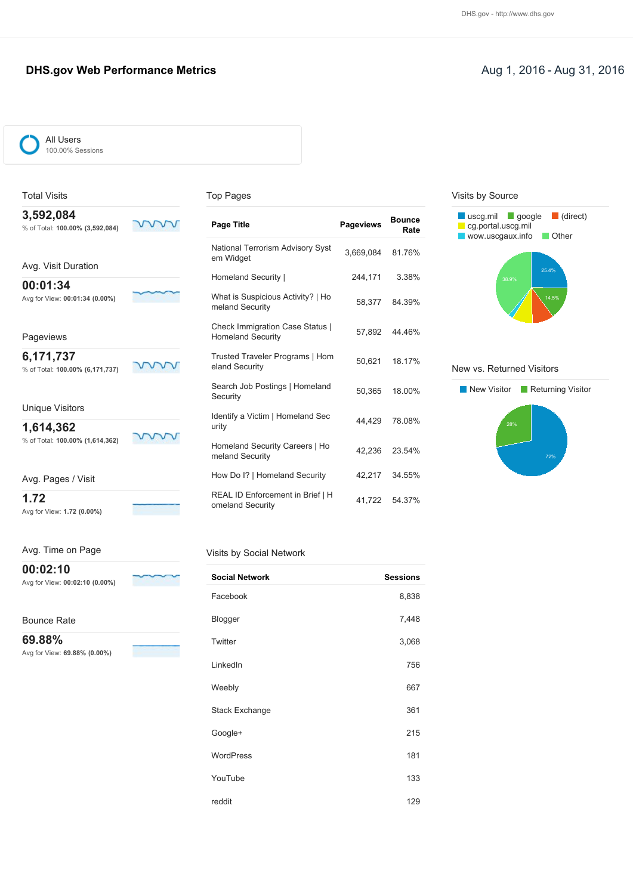# DHS.gov Web Performance Metrics

Aug 1, 2016 - Aug 31, 2016

All Users
100.00% Sessions

## Total Visits

**3,592,084**
% of Total: **100.00% (3,592,084)**

## Avg. Visit Duration

**00:01:34**
Avg for View: **00:01:34 (0.00%)**

## Pageviews

**6,171,737**
% of Total: **100.00% (6,171,737)**

## Unique Visitors

**1,614,362**
% of Total: **100.00% (1,614,362)**

## Avg. Pages / Visit

**1.72**
Avg for View: **1.72 (0.00%)**

## Avg. Time on Page

**00:02:10**
Avg for View: **00:02:10 (0.00%)**

## Bounce Rate

**69.88%**
Avg for View: **69.88% (0.00%)**

## Top Pages

| Page Title | Pageviews | Bounce Rate |
|---|---|---|
| National Terrorism Advisory System Widget | 3,669,084 | 81.76% |
| Homeland Security \| | 244,171 | 3.38% |
| What is Suspicious Activity? \| Homeland Security | 58,377 | 84.39% |
| Check Immigration Case Status \| Homeland Security | 57,892 | 44.46% |
| Trusted Traveler Programs \| Homeland Security | 50,621 | 18.17% |
| Search Job Postings \| Homeland Security | 50,365 | 18.00% |
| Identify a Victim \| Homeland Security | 44,429 | 78.08% |
| Homeland Security Careers \| Homeland Security | 42,236 | 23.54% |
| How Do I? \| Homeland Security | 42,217 | 34.55% |
| REAL ID Enforcement in Brief \| Homeland Security | 41,722 | 54.37% |

## Visits by Social Network

| Social Network | Sessions |
|---|---|
| Facebook | 8,838 |
| Blogger | 7,448 |
| Twitter | 3,068 |
| LinkedIn | 756 |
| Weebly | 667 |
| Stack Exchange | 361 |
| Google+ | 215 |
| WordPress | 181 |
| YouTube | 133 |
| reddit | 129 |

## Visits by Source

uscg.mil, google, (direct), cg.portal.uscg.mil, wow.uscgaux.info, Other

25.4%, 14.5%, 38.9%

## New vs. Returned Visitors

New Visitor, Returning Visitor

72%, 28%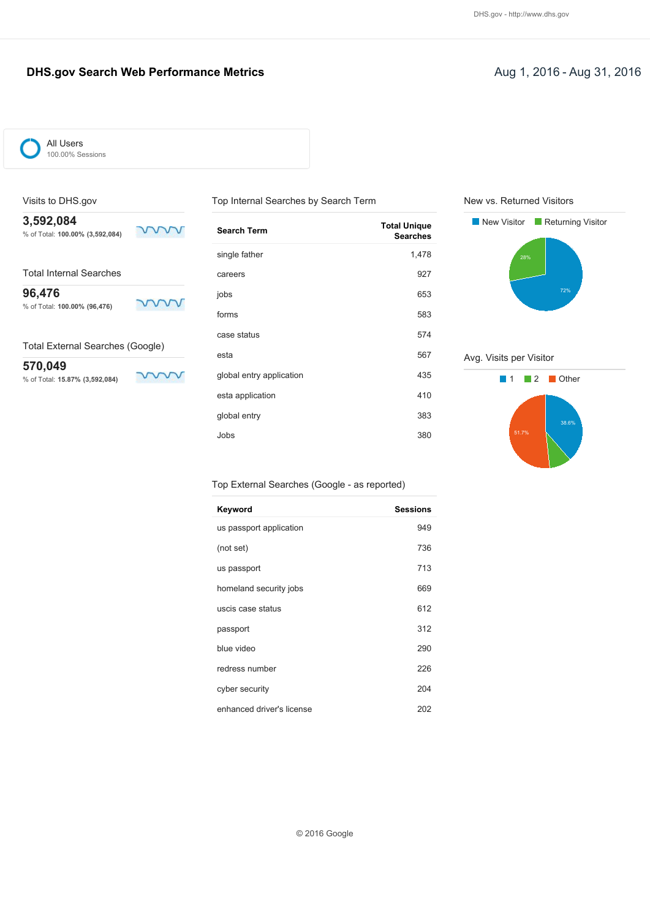# DHS.gov Search Web Performance Metrics

Aug 1, 2016 - Aug 31, 2016

All Users
100.00% Sessions

## Visits to DHS.gov

**3,592,084**
% of Total: **100.00% (3,592,084)**

## Total Internal Searches

**96,476**
% of Total: **100.00% (96,476)**

## Total External Searches (Google)

**570,049**
% of Total: **15.87% (3,592,084)**

## Top Internal Searches by Search Term

| Search Term | Total Unique Searches |
|---|---|
| single father | 1,478 |
| careers | 927 |
| jobs | 653 |
| forms | 583 |
| case status | 574 |
| esta | 567 |
| global entry application | 435 |
| esta application | 410 |
| global entry | 383 |
| Jobs | 380 |

## Top External Searches (Google - as reported)

| Keyword | Sessions |
|---|---|
| us passport application | 949 |
| (not set) | 736 |
| us passport | 713 |
| homeland security jobs | 669 |
| uscis case status | 612 |
| passport | 312 |
| blue video | 290 |
| redress number | 226 |
| cyber security | 204 |
| enhanced driver's license | 202 |

## New vs. Returned Visitors

New Visitor: 72%
Returning Visitor: 28%

## Avg. Visits per Visitor

1: 38.6%
2
Other: 51.7%

© 2016 Google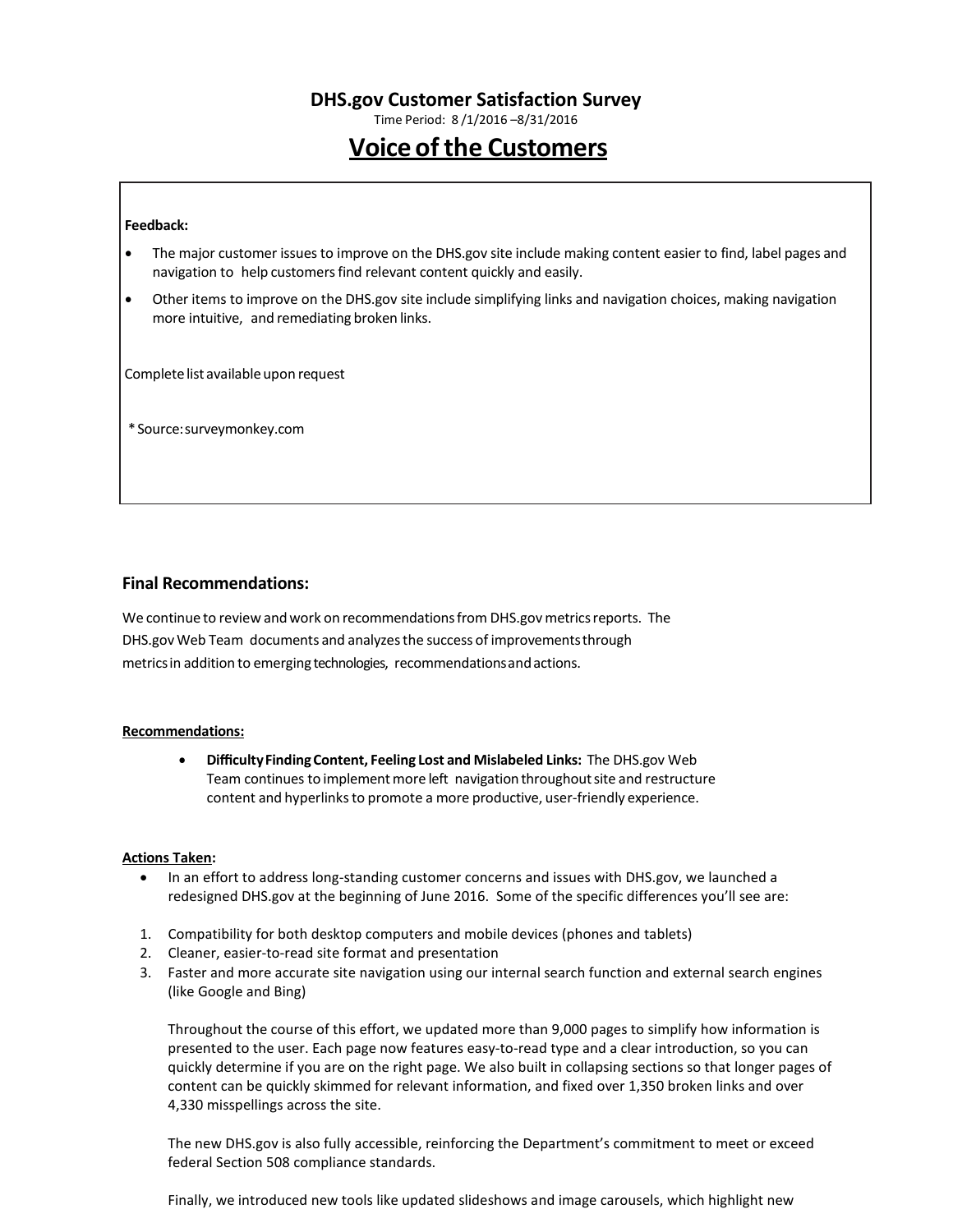# DHS.gov Customer Satisfaction Survey

Time Period: 8 /1/2016 –8/31/2016

## Voice of the Customers

**Feedback:**

- The major customer issues to improve on the DHS.gov site include making content easier to find, label pages and navigation to help customers find relevant content quickly and easily.
- Other items to improve on the DHS.gov site include simplifying links and navigation choices, making navigation more intuitive, and remediating broken links.

Complete list available upon request

*Source: surveymonkey.com

### Final Recommendations:

We continue to review and work on recommendations from DHS.gov metrics reports. The DHS.gov Web Team documents and analyzes the success of improvements through metrics in addition to emerging technologies, recommendations and actions.

**Recommendations:**

- **Difficulty Finding Content, Feeling Lost and Mislabeled Links:** The DHS.gov Web Team continues to implement more left navigation throughout site and restructure content and hyperlinks to promote a more productive, user-friendly experience.

**Actions Taken:**

- In an effort to address long-standing customer concerns and issues with DHS.gov, we launched a redesigned DHS.gov at the beginning of June 2016. Some of the specific differences you'll see are:

1. Compatibility for both desktop computers and mobile devices (phones and tablets)
2. Cleaner, easier-to-read site format and presentation
3. Faster and more accurate site navigation using our internal search function and external search engines (like Google and Bing)

Throughout the course of this effort, we updated more than 9,000 pages to simplify how information is presented to the user. Each page now features easy-to-read type and a clear introduction, so you can quickly determine if you are on the right page. We also built in collapsing sections so that longer pages of content can be quickly skimmed for relevant information, and fixed over 1,350 broken links and over 4,330 misspellings across the site.

The new DHS.gov is also fully accessible, reinforcing the Department's commitment to meet or exceed federal Section 508 compliance standards.

Finally, we introduced new tools like updated slideshows and image carousels, which highlight new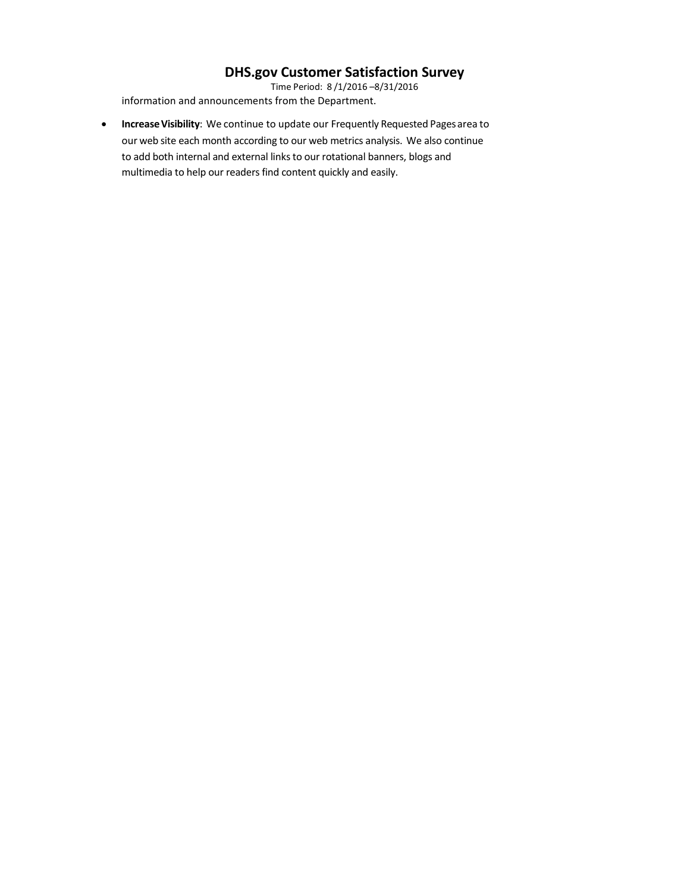information and announcements from the Department.

- **Increase Visibility**: We continue to update our Frequently Requested Pages area to our web site each month according to our web metrics analysis. We also continue to add both internal and external links to our rotational banners, blogs and multimedia to help our readers find content quickly and easily.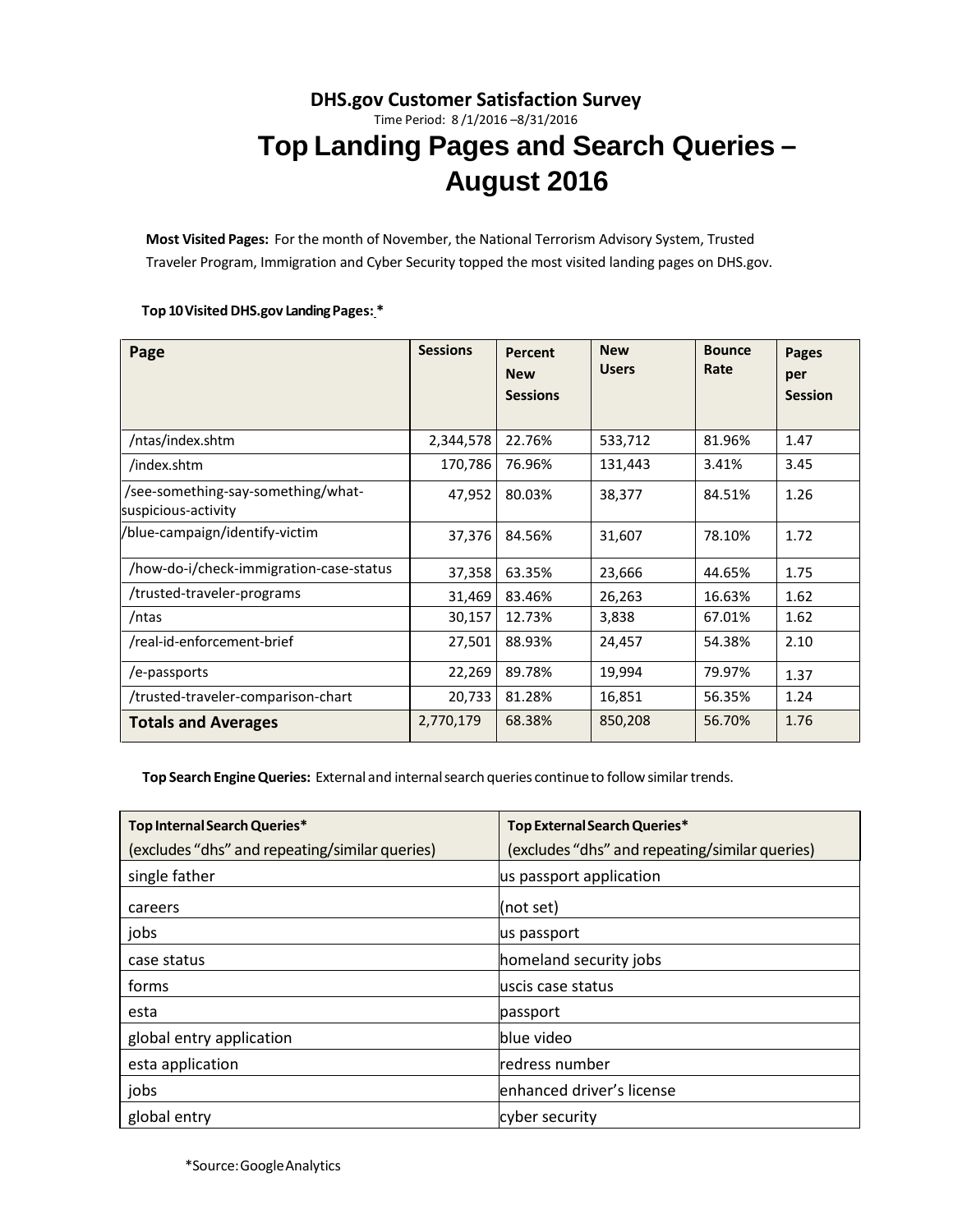**DHS.gov Customer Satisfaction Survey**

Time Period: 8 /1/2016 –8/31/2016

# Top Landing Pages and Search Queries – August 2016

**Most Visited Pages:** For the month of November, the National Terrorism Advisory System, Trusted Traveler Program, Immigration and Cyber Security topped the most visited landing pages on DHS.gov.

**Top 10 Visited DHS.gov Landing Pages: \***

| Page | Sessions | Percent New Sessions | New Users | Bounce Rate | Pages per Session |
|---|---|---|---|---|---|
| /ntas/index.shtm | 2,344,578 | 22.76% | 533,712 | 81.96% | 1.47 |
| /index.shtm | 170,786 | 76.96% | 131,443 | 3.41% | 3.45 |
| /see-something-say-something/what-suspicious-activity | 47,952 | 80.03% | 38,377 | 84.51% | 1.26 |
| /blue-campaign/identify-victim | 37,376 | 84.56% | 31,607 | 78.10% | 1.72 |
| /how-do-i/check-immigration-case-status | 37,358 | 63.35% | 23,666 | 44.65% | 1.75 |
| /trusted-traveler-programs | 31,469 | 83.46% | 26,263 | 16.63% | 1.62 |
| /ntas | 30,157 | 12.73% | 3,838 | 67.01% | 1.62 |
| /real-id-enforcement-brief | 27,501 | 88.93% | 24,457 | 54.38% | 2.10 |
| /e-passports | 22,269 | 89.78% | 19,994 | 79.97% | 1.37 |
| /trusted-traveler-comparison-chart | 20,733 | 81.28% | 16,851 | 56.35% | 1.24 |
| **Totals and Averages** | 2,770,179 | 68.38% | 850,208 | 56.70% | 1.76 |

**Top Search Engine Queries:** External and internal search queries continue to follow similar trends.

| Top Internal Search Queries* (excludes "dhs" and repeating/similar queries) | Top External Search Queries* (excludes "dhs" and repeating/similar queries) |
|---|---|
| single father | us passport application |
| careers | (not set) |
| jobs | us passport |
| case status | homeland security jobs |
| forms | uscis case status |
| esta | passport |
| global entry application | blue video |
| esta application | redress number |
| jobs | enhanced driver's license |
| global entry | cyber security |

*Source: Google Analytics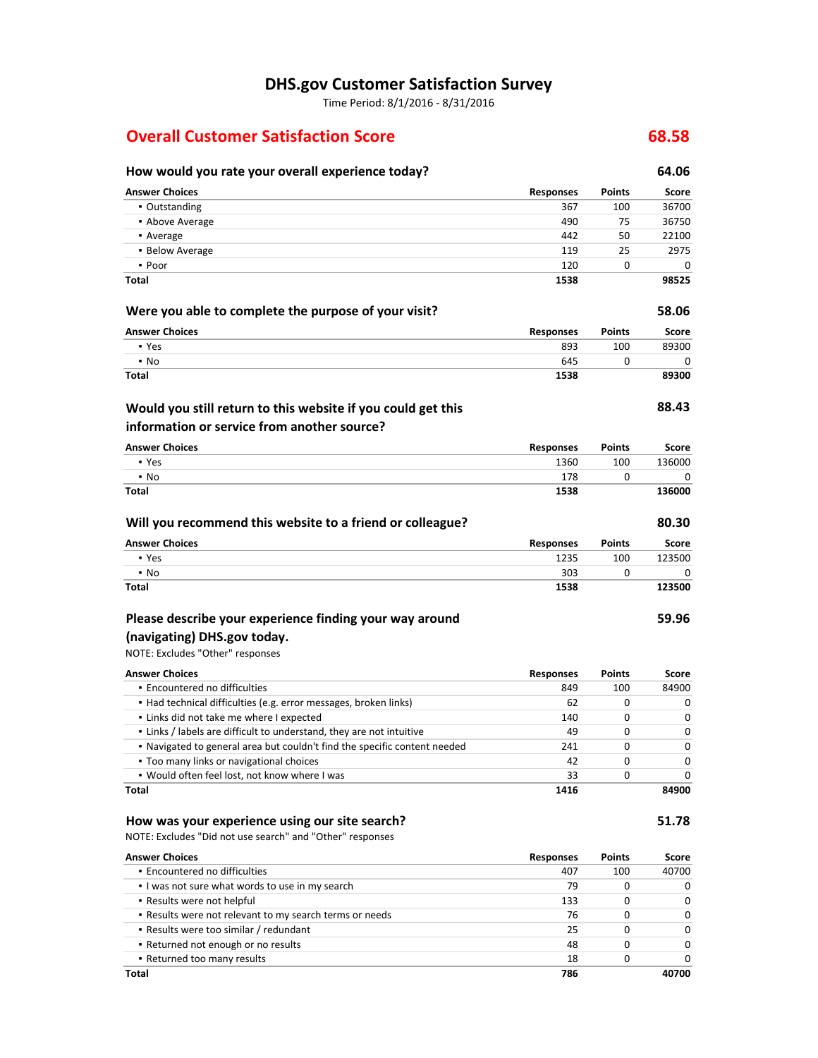# DHS.gov Customer Satisfaction Survey

Time Period: 8/1/2016 - 8/31/2016

## Overall Customer Satisfaction Score — 68.58

### How would you rate your overall experience today? — 64.06

| Answer Choices | Responses | Points | Score |
|---|---|---|---|
| ▪ Outstanding | 367 | 100 | 36700 |
| ▪ Above Average | 490 | 75 | 36750 |
| ▪ Average | 442 | 50 | 22100 |
| ▪ Below Average | 119 | 25 | 2975 |
| ▪ Poor | 120 | 0 | 0 |
| **Total** | **1538** | | **98525** |

### Were you able to complete the purpose of your visit? — 58.06

| Answer Choices | Responses | Points | Score |
|---|---|---|---|
| ▪ Yes | 893 | 100 | 89300 |
| ▪ No | 645 | 0 | 0 |
| **Total** | **1538** | | **89300** |

### Would you still return to this website if you could get this information or service from another source? — 88.43

| Answer Choices | Responses | Points | Score |
|---|---|---|---|
| ▪ Yes | 1360 | 100 | 136000 |
| ▪ No | 178 | 0 | 0 |
| **Total** | **1538** | | **136000** |

### Will you recommend this website to a friend or colleague? — 80.30

| Answer Choices | Responses | Points | Score |
|---|---|---|---|
| ▪ Yes | 1235 | 100 | 123500 |
| ▪ No | 303 | 0 | 0 |
| **Total** | **1538** | | **123500** |

### Please describe your experience finding your way around (navigating) DHS.gov today. — 59.96

NOTE: Excludes "Other" responses

| Answer Choices | Responses | Points | Score |
|---|---|---|---|
| ▪ Encountered no difficulties | 849 | 100 | 84900 |
| ▪ Had technical difficulties (e.g. error messages, broken links) | 62 | 0 | 0 |
| ▪ Links did not take me where I expected | 140 | 0 | 0 |
| ▪ Links / labels are difficult to understand, they are not intuitive | 49 | 0 | 0 |
| ▪ Navigated to general area but couldn't find the specific content needed | 241 | 0 | 0 |
| ▪ Too many links or navigational choices | 42 | 0 | 0 |
| ▪ Would often feel lost, not know where I was | 33 | 0 | 0 |
| **Total** | **1416** | | **84900** |

### How was your experience using our site search? — 51.78

NOTE: Excludes "Did not use search" and "Other" responses

| Answer Choices | Responses | Points | Score |
|---|---|---|---|
| ▪ Encountered no difficulties | 407 | 100 | 40700 |
| ▪ I was not sure what words to use in my search | 79 | 0 | 0 |
| ▪ Results were not helpful | 133 | 0 | 0 |
| ▪ Results were not relevant to my search terms or needs | 76 | 0 | 0 |
| ▪ Results were too similar / redundant | 25 | 0 | 0 |
| ▪ Returned not enough or no results | 48 | 0 | 0 |
| ▪ Returned too many results | 18 | 0 | 0 |
| **Total** | **786** | | **40700** |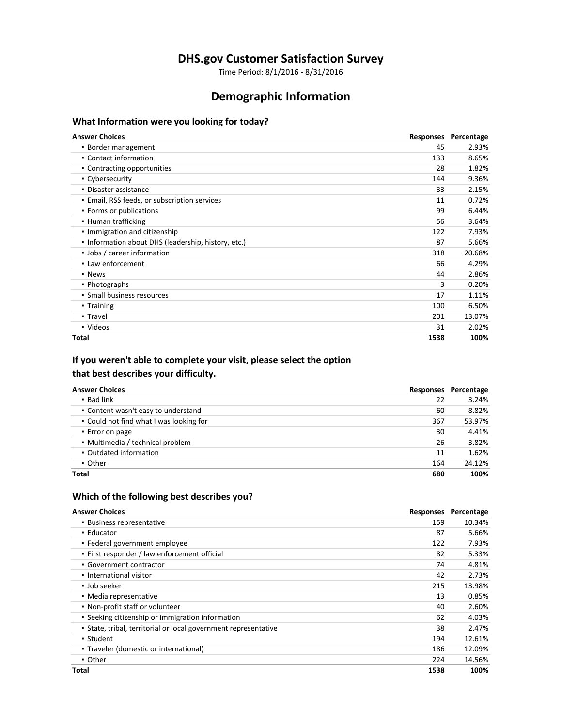# DHS.gov Customer Satisfaction Survey

Time Period: 8/1/2016 - 8/31/2016

## Demographic Information

### What Information were you looking for today?

| Answer Choices | Responses | Percentage |
|---|---|---|
| ▪ Border management | 45 | 2.93% |
| ▪ Contact information | 133 | 8.65% |
| ▪ Contracting opportunities | 28 | 1.82% |
| ▪ Cybersecurity | 144 | 9.36% |
| ▪ Disaster assistance | 33 | 2.15% |
| ▪ Email, RSS feeds, or subscription services | 11 | 0.72% |
| ▪ Forms or publications | 99 | 6.44% |
| ▪ Human trafficking | 56 | 3.64% |
| ▪ Immigration and citizenship | 122 | 7.93% |
| ▪ Information about DHS (leadership, history, etc.) | 87 | 5.66% |
| ▪ Jobs / career information | 318 | 20.68% |
| ▪ Law enforcement | 66 | 4.29% |
| ▪ News | 44 | 2.86% |
| ▪ Photographs | 3 | 0.20% |
| ▪ Small business resources | 17 | 1.11% |
| ▪ Training | 100 | 6.50% |
| ▪ Travel | 201 | 13.07% |
| ▪ Videos | 31 | 2.02% |
| **Total** | **1538** | **100%** |

### If you weren't able to complete your visit, please select the option that best describes your difficulty.

| Answer Choices | Responses | Percentage |
|---|---|---|
| ▪ Bad link | 22 | 3.24% |
| ▪ Content wasn't easy to understand | 60 | 8.82% |
| ▪ Could not find what I was looking for | 367 | 53.97% |
| ▪ Error on page | 30 | 4.41% |
| ▪ Multimedia / technical problem | 26 | 3.82% |
| ▪ Outdated information | 11 | 1.62% |
| ▪ Other | 164 | 24.12% |
| **Total** | **680** | **100%** |

### Which of the following best describes you?

| Answer Choices | Responses | Percentage |
|---|---|---|
| ▪ Business representative | 159 | 10.34% |
| ▪ Educator | 87 | 5.66% |
| ▪ Federal government employee | 122 | 7.93% |
| ▪ First responder / law enforcement official | 82 | 5.33% |
| ▪ Government contractor | 74 | 4.81% |
| ▪ International visitor | 42 | 2.73% |
| ▪ Job seeker | 215 | 13.98% |
| ▪ Media representative | 13 | 0.85% |
| ▪ Non-profit staff or volunteer | 40 | 2.60% |
| ▪ Seeking citizenship or immigration information | 62 | 4.03% |
| ▪ State, tribal, territorial or local government representative | 38 | 2.47% |
| ▪ Student | 194 | 12.61% |
| ▪ Traveler (domestic or international) | 186 | 12.09% |
| ▪ Other | 224 | 14.56% |
| **Total** | **1538** | **100%** |